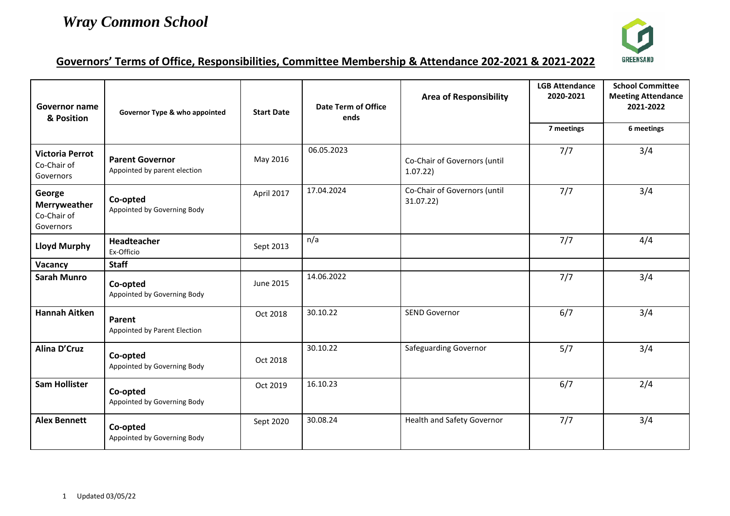# *Wray Common School*

GREENSAND

## Governors' Terms of Office, Responsibilities, Committee Membership & Attendance 202-2021 & 2021-2022

| Governor name & Position | Governor Type & who appointed | Start Date | Date Term of Office ends | Area of Responsibility | LGB Attendance 2020-2021 | School Committee Meeting Attendance 2021-2022 |
|---|---|---|---|---|---|---|
| | | | | | 7 meetings | 6 meetings |
| **Victoria Perrot** Co-Chair of Governors | **Parent Governor** Appointed by parent election | May 2016 | 06.05.2023 | Co-Chair of Governors (until 1.07.22) | 7/7 | 3/4 |
| **George Merryweather** Co-Chair of Governors | **Co-opted** Appointed by Governing Body | April 2017 | 17.04.2024 | Co-Chair of Governors (until 31.07.22) | 7/7 | 3/4 |
| **Lloyd Murphy** | **Headteacher** Ex-Officio | Sept 2013 | n/a | | 7/7 | 4/4 |
| **Vacancy** | **Staff** | | | | | |
| **Sarah Munro** | **Co-opted** Appointed by Governing Body | June 2015 | 14.06.2022 | | 7/7 | 3/4 |
| **Hannah Aitken** | **Parent** Appointed by Parent Election | Oct 2018 | 30.10.22 | SEND Governor | 6/7 | 3/4 |
| **Alina D'Cruz** | **Co-opted** Appointed by Governing Body | Oct 2018 | 30.10.22 | Safeguarding Governor | 5/7 | 3/4 |
| **Sam Hollister** | **Co-opted** Appointed by Governing Body | Oct 2019 | 16.10.23 | | 6/7 | 2/4 |
| **Alex Bennett** | **Co-opted** Appointed by Governing Body | Sept 2020 | 30.08.24 | Health and Safety Governor | 7/7 | 3/4 |

Updated 03/05/22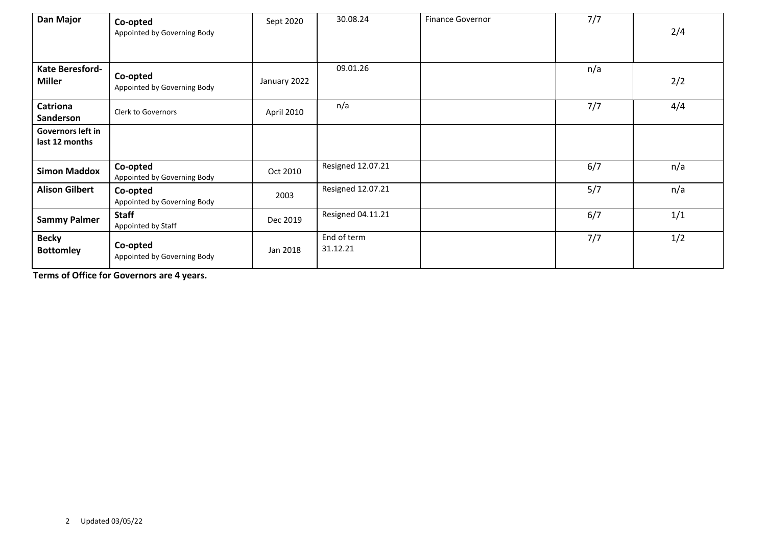| | | | | | | |
|---|---|---|---|---|---|---|
| **Dan Major** | **Co-opted**<br>Appointed by Governing Body | Sept 2020 | 30.08.24 | Finance Governor | 7/7 | 2/4 |
| **Kate Beresford-Miller** | **Co-opted**<br>Appointed by Governing Body | January 2022 | 09.01.26 | | n/a | 2/2 |
| **Catriona Sanderson** | Clerk to Governors | April 2010 | n/a | | 7/7 | 4/4 |
| **Governors left in last 12 months** | | | | | | |
| **Simon Maddox** | **Co-opted**<br>Appointed by Governing Body | Oct 2010 | Resigned 12.07.21 | | 6/7 | n/a |
| **Alison Gilbert** | **Co-opted**<br>Appointed by Governing Body | 2003 | Resigned 12.07.21 | | 5/7 | n/a |
| **Sammy Palmer** | **Staff**<br>Appointed by Staff | Dec 2019 | Resigned 04.11.21 | | 6/7 | 1/1 |
| **Becky Bottomley** | **Co-opted**<br>Appointed by Governing Body | Jan 2018 | End of term 31.12.21 | | 7/7 | 1/2 |

**Terms of Office for Governors are 4 years.**

Updated 03/05/22